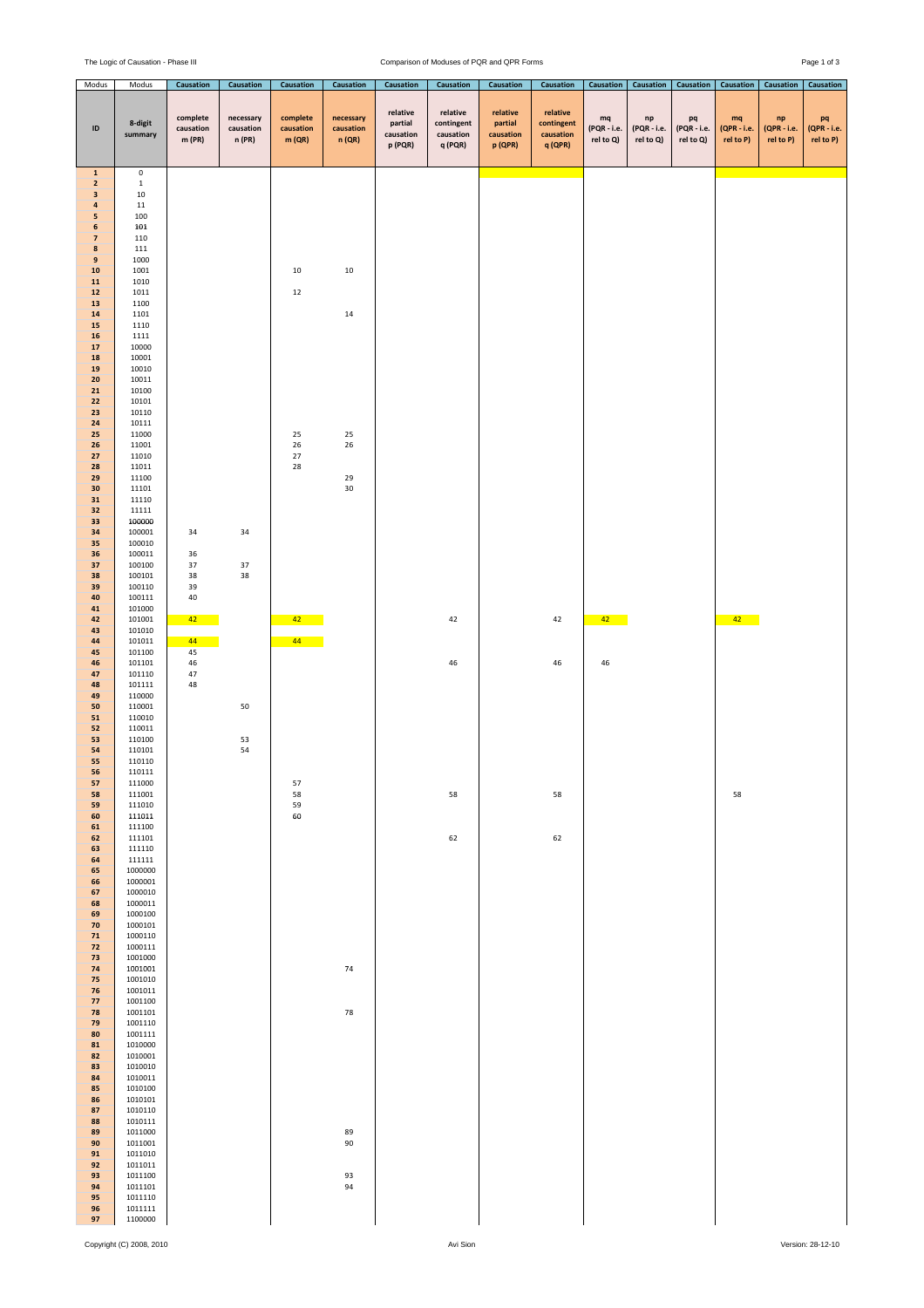| Modus | Modus | Causation | Causation | Causation | Causation | Causation | Causation | Causation | Causation | Causation | Causation | Causation | Causation | Causation | Causation |
|---|---|---|---|---|---|---|---|---|---|---|---|---|---|---|---|
| ID | 8-digit summary | complete causation m (PR) | necessary causation n (PR) | complete causation m (QR) | necessary causation n (QR) | relative partial causation p (PQR) | relative contingent causation q (PQR) | relative partial causation p (QPR) | relative contingent causation q (QPR) | mq (PQR - i.e. rel to Q) | np (PQR - i.e. rel to Q) | pq (PQR - i.e. rel to Q) | mq (QPR - i.e. rel to P) | np (QPR - i.e. rel to P) | pq (QPR - i.e. rel to P) |
| 1 | 0 | | | | | | | | | | | | | | |
| 2 | 1 | | | | | | | | | | | | | | |
| 3 | 10 | | | | | | | | | | | | | | |
| 4 | 11 | | | | | | | | | | | | | | |
| 5 | 100 | | | | | | | | | | | | | | |
| 6 | 101 | | | | | | | | | | | | | | |
| 7 | 110 | | | | | | | | | | | | | | |
| 8 | 111 | | | | | | | | | | | | | | |
| 9 | 1000 | | | | | | | | | | | | | | |
| 10 | 1001 | | | 10 | 10 | | | | | | | | | | |
| 11 | 1010 | | | | | | | | | | | | | | |
| 12 | 1011 | | | 12 | | | | | | | | | | | |
| 13 | 1100 | | | | | | | | | | | | | | |
| 14 | 1101 | | | | 14 | | | | | | | | | | |
| 15 | 1110 | | | | | | | | | | | | | | |
| 16 | 1111 | | | | | | | | | | | | | | |
| 17 | 10000 | | | | | | | | | | | | | | |
| 18 | 10001 | | | | | | | | | | | | | | |
| 19 | 10010 | | | | | | | | | | | | | | |
| 20 | 10011 | | | | | | | | | | | | | | |
| 21 | 10100 | | | | | | | | | | | | | | |
| 22 | 10101 | | | | | | | | | | | | | | |
| 23 | 10110 | | | | | | | | | | | | | | |
| 24 | 10111 | | | | | | | | | | | | | | |
| 25 | 11000 | | | 25 | 25 | | | | | | | | | | |
| 26 | 11001 | | | 26 | 26 | | | | | | | | | | |
| 27 | 11010 | | | 27 | | | | | | | | | | | |
| 28 | 11011 | | | 28 | | | | | | | | | | | |
| 29 | 11100 | | | | 29 | | | | | | | | | | |
| 30 | 11101 | | | | 30 | | | | | | | | | | |
| 31 | 11110 | | | | | | | | | | | | | | |
| 32 | 11111 | | | | | | | | | | | | | | |
| 33 | 100000 | | | | | | | | | | | | | | |
| 34 | 100001 | 34 | 34 | | | | | | | | | | | | |
| 35 | 100010 | | | | | | | | | | | | | | |
| 36 | 100011 | 36 | | | | | | | | | | | | | |
| 37 | 100100 | 37 | 37 | | | | | | | | | | | | |
| 38 | 100101 | 38 | 38 | | | | | | | | | | | | |
| 39 | 100110 | 39 | | | | | | | | | | | | | |
| 40 | 100111 | 40 | | | | | | | | | | | | | |
| 41 | 101000 | | | | | | | | | | | | | | |
| 42 | 101001 | 42 | | 42 | | | 42 | | 42 | 42 | | | 42 | | |
| 43 | 101010 | | | | | | | | | | | | | | |
| 44 | 101011 | 44 | | 44 | | | | | | | | | | | |
| 45 | 101100 | 45 | | | | | | | | | | | | | |
| 46 | 101101 | 46 | | | | | 46 | | 46 | 46 | | | | | |
| 47 | 101110 | 47 | | | | | | | | | | | | | |
| 48 | 101111 | 48 | | | | | | | | | | | | | |
| 49 | 110000 | | | | | | | | | | | | | | |
| 50 | 110001 | | 50 | | | | | | | | | | | | |
| 51 | 110010 | | | | | | | | | | | | | | |
| 52 | 110011 | | | | | | | | | | | | | | |
| 53 | 110100 | | 53 | | | | | | | | | | | | |
| 54 | 110101 | | 54 | | | | | | | | | | | | |
| 55 | 110110 | | | | | | | | | | | | | | |
| 56 | 110111 | | | | | | | | | | | | | | |
| 57 | 111000 | | | 57 | | | | | | | | | | | |
| 58 | 111001 | | | 58 | | | 58 | | 58 | | | | 58 | | |
| 59 | 111010 | | | 59 | | | | | | | | | | | |
| 60 | 111011 | | | 60 | | | | | | | | | | | |
| 61 | 111100 | | | | | | | | | | | | | | |
| 62 | 111101 | | | | | | 62 | | 62 | | | | | | |
| 63 | 111110 | | | | | | | | | | | | | | |
| 64 | 111111 | | | | | | | | | | | | | | |
| 65 | 1000000 | | | | | | | | | | | | | | |
| 66 | 1000001 | | | | | | | | | | | | | | |
| 67 | 1000010 | | | | | | | | | | | | | | |
| 68 | 1000011 | | | | | | | | | | | | | | |
| 69 | 1000100 | | | | | | | | | | | | | | |
| 70 | 1000101 | | | | | | | | | | | | | | |
| 71 | 1000110 | | | | | | | | | | | | | | |
| 72 | 1000111 | | | | | | | | | | | | | | |
| 73 | 1001000 | | | | | | | | | | | | | | |
| 74 | 1001001 | | | | 74 | | | | | | | | | | |
| 75 | 1001010 | | | | | | | | | | | | | | |
| 76 | 1001011 | | | | | | | | | | | | | | |
| 77 | 1001100 | | | | | | | | | | | | | | |
| 78 | 1001101 | | | | 78 | | | | | | | | | | |
| 79 | 1001110 | | | | | | | | | | | | | | |
| 80 | 1001111 | | | | | | | | | | | | | | |
| 81 | 1010000 | | | | | | | | | | | | | | |
| 82 | 1010001 | | | | | | | | | | | | | | |
| 83 | 1010010 | | | | | | | | | | | | | | |
| 84 | 1010011 | | | | | | | | | | | | | | |
| 85 | 1010100 | | | | | | | | | | | | | | |
| 86 | 1010101 | | | | | | | | | | | | | | |
| 87 | 1010110 | | | | | | | | | | | | | | |
| 88 | 1010111 | | | | | | | | | | | | | | |
| 89 | 1011000 | | | | 89 | | | | | | | | | | |
| 90 | 1011001 | | | | 90 | | | | | | | | | | |
| 91 | 1011010 | | | | | | | | | | | | | | |
| 92 | 1011011 | | | | | | | | | | | | | | |
| 93 | 1011100 | | | | 93 | | | | | | | | | | |
| 94 | 1011101 | | | | 94 | | | | | | | | | | |
| 95 | 1011110 | | | | | | | | | | | | | | |
| 96 | 1011111 | | | | | | | | | | | | | | |
| 97 | 1100000 | | | | | | | | | | | | | | |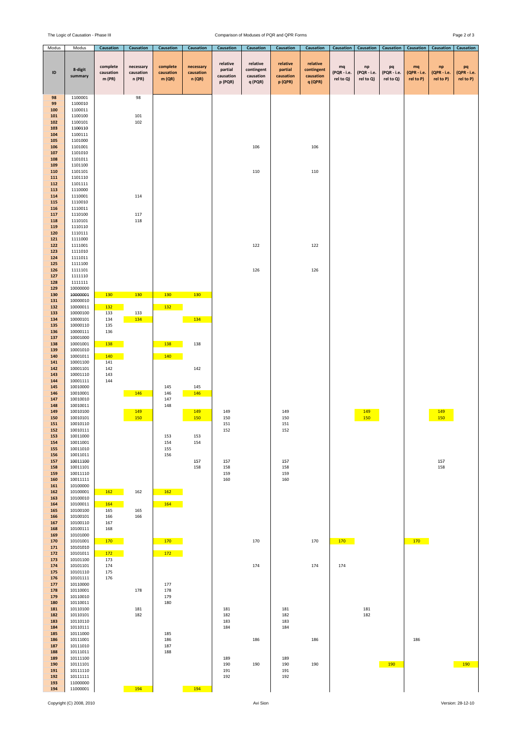| Modus | Modus | Causation | Causation | Causation | Causation | Causation | Causation | Causation | Causation | Causation | Causation | Causation | Causation | Causation | Causation |
|---|---|---|---|---|---|---|---|---|---|---|---|---|---|---|---|
| ID | 8-digit summary | complete causation m (PR) | necessary causation n (PR) | complete causation m (QR) | necessary causation n (QR) | relative partial causation p (PQR) | relative contingent causation q (PQR) | relative partial causation p (QPR) | relative contingent causation q (QPR) | mq (PQR - i.e. rel to Q) | np (PQR - i.e. rel to Q) | pq (PQR - i.e. rel to Q) | mq (QPR - i.e. rel to P) | np (QPR - i.e. rel to P) | pq (QPR - i.e. rel to P) |
| 98 | 1100001 | | 98 | | | | | | | | | | | | |
| 99 | 1100010 | | | | | | | | | | | | | | |
| 100 | 1100011 | | | | | | | | | | | | | | |
| 101 | 1100100 | | 101 | | | | | | | | | | | | |
| 102 | 1100101 | | 102 | | | | | | | | | | | | |
| 103 | 1100110 | | | | | | | | | | | | | | |
| 104 | 1100111 | | | | | | | | | | | | | | |
| 105 | 1101000 | | | | | | | | | | | | | | |
| 106 | 1101001 | | | | | | 106 | | 106 | | | | | | |
| 107 | 1101010 | | | | | | | | | | | | | | |
| 108 | 1101011 | | | | | | | | | | | | | | |
| 109 | 1101100 | | | | | | | | | | | | | | |
| 110 | 1101101 | | | | | | 110 | | 110 | | | | | | |
| 111 | 1101110 | | | | | | | | | | | | | | |
| 112 | 1101111 | | | | | | | | | | | | | | |
| 113 | 1110000 | | | | | | | | | | | | | | |
| 114 | 1110001 | | 114 | | | | | | | | | | | | |
| 115 | 1110010 | | | | | | | | | | | | | | |
| 116 | 1110011 | | | | | | | | | | | | | | |
| 117 | 1110100 | | 117 | | | | | | | | | | | | |
| 118 | 1110101 | | 118 | | | | | | | | | | | | |
| 119 | 1110110 | | | | | | | | | | | | | | |
| 120 | 1110111 | | | | | | | | | | | | | | |
| 121 | 1111000 | | | | | | | | | | | | | | |
| 122 | 1111001 | | | | | | 122 | | 122 | | | | | | |
| 123 | 1111010 | | | | | | | | | | | | | | |
| 124 | 1111011 | | | | | | | | | | | | | | |
| 125 | 1111100 | | | | | | | | | | | | | | |
| 126 | 1111101 | | | | | | 126 | | 126 | | | | | | |
| 127 | 1111110 | | | | | | | | | | | | | | |
| 128 | 1111111 | | | | | | | | | | | | | | |
| 129 | 10000000 | | | | | | | | | | | | | | |
| 130 | 10000001 | 130 | 130 | 130 | 130 | | | | | | | | | | |
| 131 | 10000010 | | | | | | | | | | | | | | |
| 132 | 10000011 | 132 | | 132 | | | | | | | | | | | |
| 133 | 10000100 | 133 | 133 | | | | | | | | | | | | |
| 134 | 10000101 | 134 | 134 | | 134 | | | | | | | | | | |
| 135 | 10000110 | 135 | | | | | | | | | | | | | |
| 136 | 10000111 | 136 | | | | | | | | | | | | | |
| 137 | 10001000 | | | | | | | | | | | | | | |
| 138 | 10001001 | 138 | | 138 | 138 | | | | | | | | | | |
| 139 | 10001010 | | | | | | | | | | | | | | |
| 140 | 10001011 | 140 | | 140 | | | | | | | | | | | |
| 141 | 10001100 | 141 | | | | | | | | | | | | | |
| 142 | 10001101 | 142 | | | 142 | | | | | | | | | | |
| 143 | 10001110 | 143 | | | | | | | | | | | | | |
| 144 | 10001111 | 144 | | | | | | | | | | | | | |
| 145 | 10010000 | | | 145 | 145 | | | | | | | | | | |
| 146 | 10010001 | | 146 | 146 | 146 | | | | | | | | | | |
| 147 | 10010010 | | | 147 | | | | | | | | | | | |
| 148 | 10010011 | | | 148 | | | | | | | | | | | |
| 149 | 10010100 | | 149 | | 149 | 149 | | 149 | | | 149 | | | 149 | |
| 150 | 10010101 | | 150 | | 150 | 150 | | 150 | | | 150 | | | 150 | |
| 151 | 10010110 | | | | | 151 | | 151 | | | | | | | |
| 152 | 10010111 | | | | | 152 | | 152 | | | | | | | |
| 153 | 10011000 | | | 153 | 153 | | | | | | | | | | |
| 154 | 10011001 | | | 154 | 154 | | | | | | | | | | |
| 155 | 10011010 | | | 155 | | | | | | | | | | | |
| 156 | 10011011 | | | 156 | | | | | | | | | | | |
| 157 | 10011100 | | | | 157 | 157 | | 157 | | | | | | 157 | |
| 158 | 10011101 | | | | 158 | 158 | | 158 | | | | | | 158 | |
| 159 | 10011110 | | | | | 159 | | 159 | | | | | | | |
| 160 | 10011111 | | | | | 160 | | 160 | | | | | | | |
| 161 | 10100000 | | | | | | | | | | | | | | |
| 162 | 10100001 | 162 | 162 | 162 | | | | | | | | | | | |
| 163 | 10100010 | | | | | | | | | | | | | | |
| 164 | 10100011 | 164 | | 164 | | | | | | | | | | | |
| 165 | 10100100 | 165 | 165 | | | | | | | | | | | | |
| 166 | 10100101 | 166 | 166 | | | | | | | | | | | | |
| 167 | 10100110 | 167 | | | | | | | | | | | | | |
| 168 | 10100111 | 168 | | | | | | | | | | | | | |
| 169 | 10101000 | | | | | | | | | | | | | | |
| 170 | 10101001 | 170 | | 170 | | | 170 | | 170 | 170 | | | 170 | | |
| 171 | 10101010 | | | | | | | | | | | | | | |
| 172 | 10101011 | 172 | | 172 | | | | | | | | | | | |
| 173 | 10101100 | 173 | | | | | | | | | | | | | |
| 174 | 10101101 | 174 | | | | | 174 | | 174 | 174 | | | | | |
| 175 | 10101110 | 175 | | | | | | | | | | | | | |
| 176 | 10101111 | 176 | | | | | | | | | | | | | |
| 177 | 10110000 | | | 177 | | | | | | | | | | | |
| 178 | 10110001 | | 178 | 178 | | | | | | | | | | | |
| 179 | 10110010 | | | 179 | | | | | | | | | | | |
| 180 | 10110011 | | | 180 | | | | | | | | | | | |
| 181 | 10110100 | | 181 | | | 181 | | 181 | | | 181 | | | | |
| 182 | 10110101 | | 182 | | | 182 | | 182 | | | 182 | | | | |
| 183 | 10110110 | | | | | 183 | | 183 | | | | | | | |
| 184 | 10110111 | | | | | 184 | | 184 | | | | | | | |
| 185 | 10111000 | | | 185 | | | | | | | | | | | |
| 186 | 10111001 | | | 186 | | | 186 | | 186 | | | | 186 | | |
| 187 | 10111010 | | | 187 | | | | | | | | | | | |
| 188 | 10111011 | | | 188 | | | | | | | | | | | |
| 189 | 10111100 | | | | | 189 | | 189 | | | | | | | |
| 190 | 10111101 | | | | | 190 | 190 | 190 | 190 | | | 190 | | | 190 |
| 191 | 10111110 | | | | | 191 | | 191 | | | | | | | |
| 192 | 10111111 | | | | | 192 | | 192 | | | | | | | |
| 193 | 11000000 | | | | | | | | | | | | | | |
| 194 | 11000001 | | 194 | | 194 | | | | | | | | | | |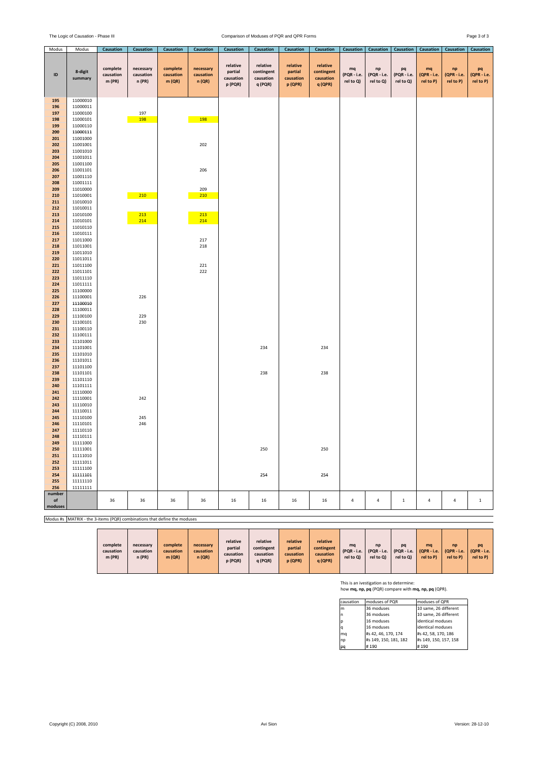| Modus | Modus | Causation | Causation | Causation | Causation | Causation | Causation | Causation | Causation | Causation | Causation | Causation | Causation | Causation | Causation |
|---|---|---|---|---|---|---|---|---|---|---|---|---|---|---|---|
| ID | 8-digit summary | complete causation m (PR) | necessary causation n (PR) | complete causation m (QR) | necessary causation n (QR) | relative partial causation p (PQR) | relative contingent causation q (PQR) | relative partial causation p (QPR) | relative contingent causation q (QPR) | mq (PQR - i.e. rel to Q) | np (PQR - i.e. rel to Q) | pq (PQR - i.e. rel to Q) | mq (QPR - i.e. rel to P) | np (QPR - i.e. rel to P) | pq (QPR - i.e. rel to P) |
| 195 | 11000010 | | | | | | | | | | | | | | |
| 196 | 11000011 | | | | | | | | | | | | | | |
| 197 | 11000100 | | 197 | | | | | | | | | | | | |
| 198 | 11000101 | | 198 | | 198 | | | | | | | | | | |
| 199 | 11000110 | | | | | | | | | | | | | | |
| 200 | 11000111 | | | | | | | | | | | | | | |
| 201 | 11001000 | | | | | | | | | | | | | | |
| 202 | 11001001 | | | | 202 | | | | | | | | | | |
| 203 | 11001010 | | | | | | | | | | | | | | |
| 204 | 11001011 | | | | | | | | | | | | | | |
| 205 | 11001100 | | | | | | | | | | | | | | |
| 206 | 11001101 | | | | 206 | | | | | | | | | | |
| 207 | 11001110 | | | | | | | | | | | | | | |
| 208 | 11001111 | | | | | | | | | | | | | | |
| 209 | 11010000 | | | | 209 | | | | | | | | | | |
| 210 | 11010001 | | 210 | | 210 | | | | | | | | | | |
| 211 | 11010010 | | | | | | | | | | | | | | |
| 212 | 11010011 | | | | | | | | | | | | | | |
| 213 | 11010100 | | 213 | | 213 | | | | | | | | | | |
| 214 | 11010101 | | 214 | | 214 | | | | | | | | | | |
| 215 | 11010110 | | | | | | | | | | | | | | |
| 216 | 11010111 | | | | | | | | | | | | | | |
| 217 | 11011000 | | | | 217 | | | | | | | | | | |
| 218 | 11011001 | | | | 218 | | | | | | | | | | |
| 219 | 11011010 | | | | | | | | | | | | | | |
| 220 | 11011011 | | | | | | | | | | | | | | |
| 221 | 11011100 | | | | 221 | | | | | | | | | | |
| 222 | 11011101 | | | | 222 | | | | | | | | | | |
| 223 | 11011110 | | | | | | | | | | | | | | |
| 224 | 11011111 | | | | | | | | | | | | | | |
| 225 | 11100000 | | | | | | | | | | | | | | |
| 226 | 11100001 | | 226 | | | | | | | | | | | | |
| 227 | 11100010 | | | | | | | | | | | | | | |
| 228 | 11100011 | | | | | | | | | | | | | | |
| 229 | 11100100 | | 229 | | | | | | | | | | | | |
| 230 | 11100101 | | 230 | | | | | | | | | | | | |
| 231 | 11100110 | | | | | | | | | | | | | | |
| 232 | 11100111 | | | | | | | | | | | | | | |
| 233 | 11101000 | | | | | | | | | | | | | | |
| 234 | 11101001 | | | | | | 234 | | 234 | | | | | | |
| 235 | 11101010 | | | | | | | | | | | | | | |
| 236 | 11101011 | | | | | | | | | | | | | | |
| 237 | 11101100 | | | | | | | | | | | | | | |
| 238 | 11101101 | | | | | | 238 | | 238 | | | | | | |
| 239 | 11101110 | | | | | | | | | | | | | | |
| 240 | 11101111 | | | | | | | | | | | | | | |
| 241 | 11110000 | | | | | | | | | | | | | | |
| 242 | 11110001 | | 242 | | | | | | | | | | | | |
| 243 | 11110010 | | | | | | | | | | | | | | |
| 244 | 11110011 | | | | | | | | | | | | | | |
| 245 | 11110100 | | 245 | | | | | | | | | | | | |
| 246 | 11110101 | | 246 | | | | | | | | | | | | |
| 247 | 11110110 | | | | | | | | | | | | | | |
| 248 | 11110111 | | | | | | | | | | | | | | |
| 249 | 11111000 | | | | | | | | | | | | | | |
| 250 | 11111001 | | | | | | 250 | | 250 | | | | | | |
| 251 | 11111010 | | | | | | | | | | | | | | |
| 252 | 11111011 | | | | | | | | | | | | | | |
| 253 | 11111100 | | | | | | | | | | | | | | |
| 254 | 11111101 | | | | | | 254 | | 254 | | | | | | |
| 255 | 11111110 | | | | | | | | | | | | | | |
| 256 | 11111111 | | | | | | | | | | | | | | |
| number of moduses | | 36 | 36 | 36 | 36 | 16 | 16 | 16 | 16 | 4 | 4 | 1 | 4 | 4 | 1 |

Modus #s | MATRIX - the 3-items (PQR) combinations that define the moduses

| complete causation m (PR) | necessary causation n (PR) | complete causation m (QR) | necessary causation n (QR) | relative partial causation p (PQR) | relative contingent causation q (PQR) | relative partial causation p (QPR) | relative contingent causation q (QPR) | mq (PQR - i.e. rel to Q) | np (PQR - i.e. rel to Q) | pq (PQR - i.e. rel to Q) | mq (QPR - i.e. rel to P) | np (QPR - i.e. rel to P) | pq (QPR - i.e. rel to P) |
|---|---|---|---|---|---|---|---|---|---|---|---|---|---|

This is an ivestigation as to determine:
how **mq, np, pq** (PQR) compare with **mq, np, pq** (QPR).

| causation | moduses of PQR | moduses of QPR |
|---|---|---|
| m | 36 moduses | 10 same, 26 different |
| n | 36 moduses | 10 same, 26 different |
| p | 16 moduses | identical moduses |
| q | 16 moduses | identical moduses |
| mq | #s 42, 46, 170, 174 | #s 42, 58, 170, 186 |
| np | #s 149, 150, 181, 182 | #s 149, 150, 157, 158 |
| pq | # 190 | # 190 |